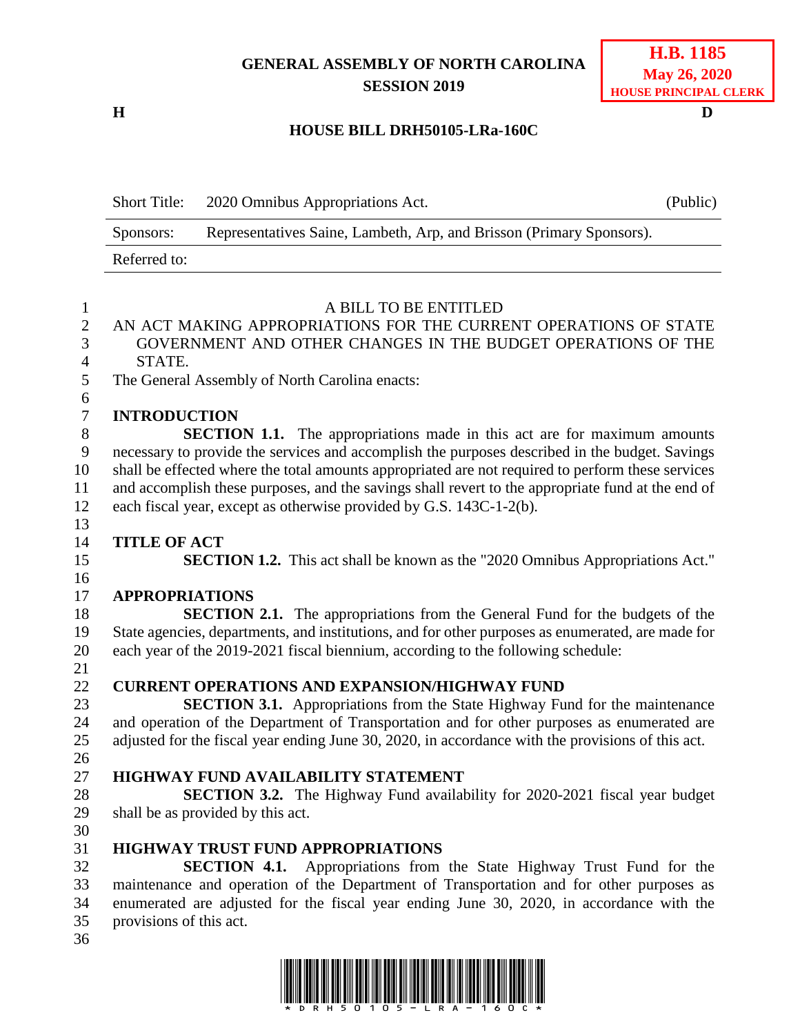**GENERAL ASSEMBLY OF NORTH CAROLINA**
**SESSION 2019**

**H.B. 1185**
**May 26, 2020**
**HOUSE PRINCIPAL CLERK**

**H** **D**

**HOUSE BILL DRH50105-LRa-160C**

| | | |
|---|---|---|
| Short Title: | 2020 Omnibus Appropriations Act. | (Public) |
| Sponsors: | Representatives Saine, Lambeth, Arp, and Brisson (Primary Sponsors). | |
| Referred to: | | |

A BILL TO BE ENTITLED

AN ACT MAKING APPROPRIATIONS FOR THE CURRENT OPERATIONS OF STATE GOVERNMENT AND OTHER CHANGES IN THE BUDGET OPERATIONS OF THE STATE.

The General Assembly of North Carolina enacts:

**INTRODUCTION**

**SECTION 1.1.** The appropriations made in this act are for maximum amounts necessary to provide the services and accomplish the purposes described in the budget. Savings shall be effected where the total amounts appropriated are not required to perform these services and accomplish these purposes, and the savings shall revert to the appropriate fund at the end of each fiscal year, except as otherwise provided by G.S. 143C-1-2(b).

**TITLE OF ACT**

**SECTION 1.2.** This act shall be known as the "2020 Omnibus Appropriations Act."

**APPROPRIATIONS**

**SECTION 2.1.** The appropriations from the General Fund for the budgets of the State agencies, departments, and institutions, and for other purposes as enumerated, are made for each year of the 2019-2021 fiscal biennium, according to the following schedule:

**CURRENT OPERATIONS AND EXPANSION/HIGHWAY FUND**

**SECTION 3.1.** Appropriations from the State Highway Fund for the maintenance and operation of the Department of Transportation and for other purposes as enumerated are adjusted for the fiscal year ending June 30, 2020, in accordance with the provisions of this act.

**HIGHWAY FUND AVAILABILITY STATEMENT**

**SECTION 3.2.** The Highway Fund availability for 2020-2021 fiscal year budget shall be as provided by this act.

**HIGHWAY TRUST FUND APPROPRIATIONS**

**SECTION 4.1.** Appropriations from the State Highway Trust Fund for the maintenance and operation of the Department of Transportation and for other purposes as enumerated are adjusted for the fiscal year ending June 30, 2020, in accordance with the provisions of this act.

\* D R H 5 0 1 0 5 - L R A - 1 6 0 C \*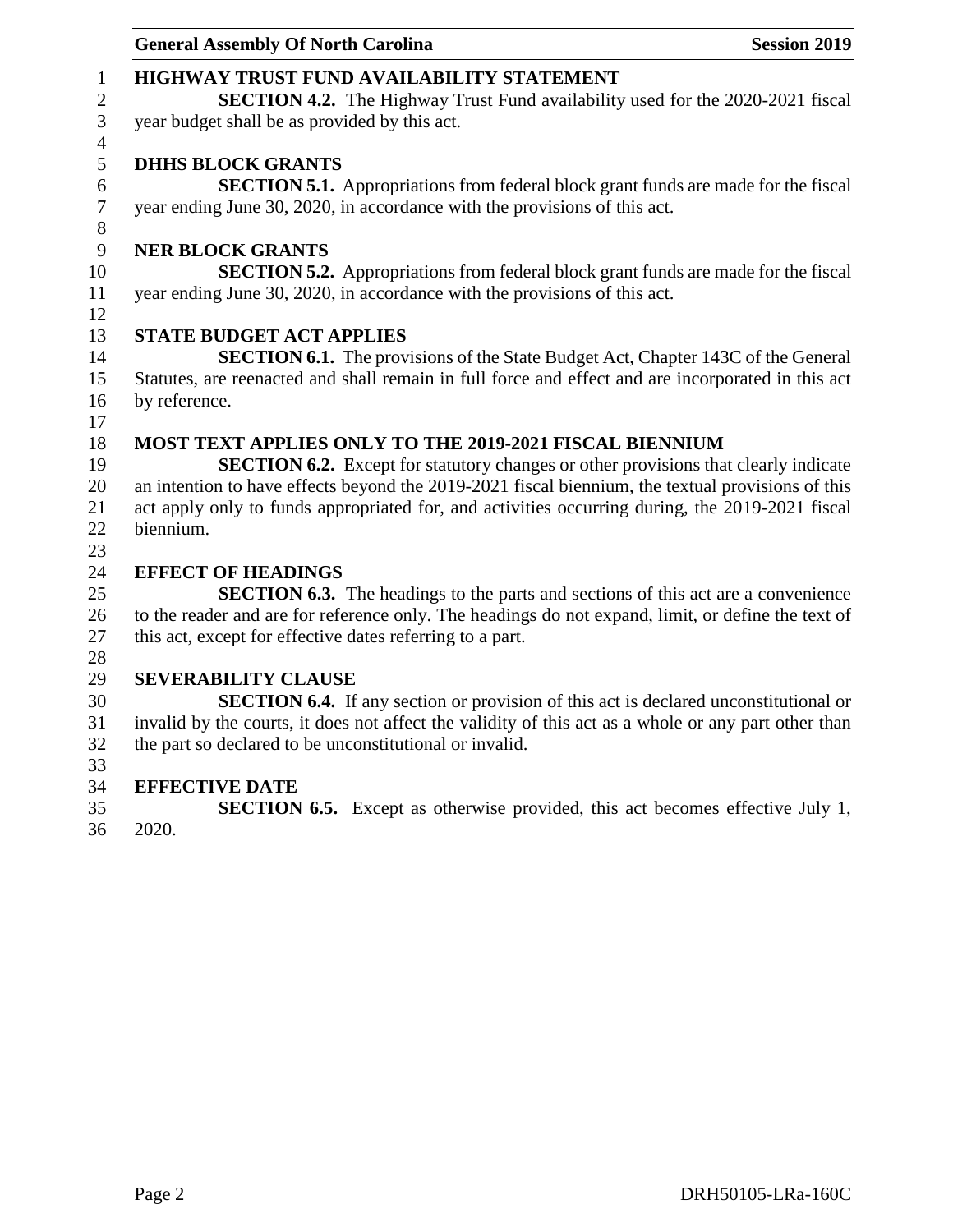**HIGHWAY TRUST FUND AVAILABILITY STATEMENT**

**SECTION 4.2.** The Highway Trust Fund availability used for the 2020-2021 fiscal year budget shall be as provided by this act.

**DHHS BLOCK GRANTS**

**SECTION 5.1.** Appropriations from federal block grant funds are made for the fiscal year ending June 30, 2020, in accordance with the provisions of this act.

**NER BLOCK GRANTS**

**SECTION 5.2.** Appropriations from federal block grant funds are made for the fiscal year ending June 30, 2020, in accordance with the provisions of this act.

**STATE BUDGET ACT APPLIES**

**SECTION 6.1.** The provisions of the State Budget Act, Chapter 143C of the General Statutes, are reenacted and shall remain in full force and effect and are incorporated in this act by reference.

**MOST TEXT APPLIES ONLY TO THE 2019-2021 FISCAL BIENNIUM**

**SECTION 6.2.** Except for statutory changes or other provisions that clearly indicate an intention to have effects beyond the 2019-2021 fiscal biennium, the textual provisions of this act apply only to funds appropriated for, and activities occurring during, the 2019-2021 fiscal biennium.

**EFFECT OF HEADINGS**

**SECTION 6.3.** The headings to the parts and sections of this act are a convenience to the reader and are for reference only. The headings do not expand, limit, or define the text of this act, except for effective dates referring to a part.

**SEVERABILITY CLAUSE**

**SECTION 6.4.** If any section or provision of this act is declared unconstitutional or invalid by the courts, it does not affect the validity of this act as a whole or any part other than the part so declared to be unconstitutional or invalid.

**EFFECTIVE DATE**

**SECTION 6.5.** Except as otherwise provided, this act becomes effective July 1, 2020.